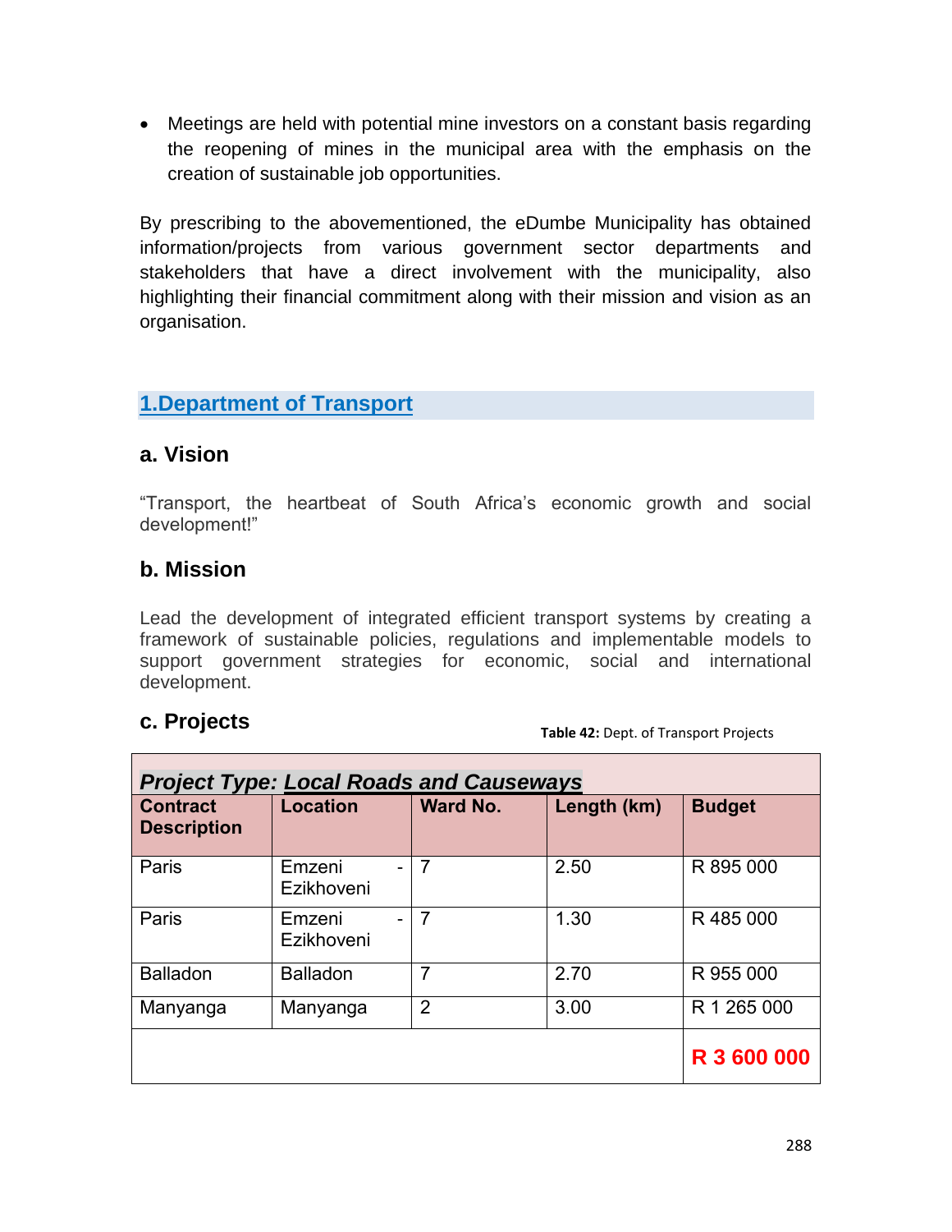- Meetings are held with potential mine investors on a constant basis regarding the reopening of mines in the municipal area with the emphasis on the creation of sustainable job opportunities.

By prescribing to the abovementioned, the eDumbe Municipality has obtained information/projects from various government sector departments and stakeholders that have a direct involvement with the municipality, also highlighting their financial commitment along with their mission and vision as an organisation.

## 1.Department of Transport

### a. Vision

"Transport, the heartbeat of South Africa's economic growth and social development!"

### b. Mission

Lead the development of integrated efficient transport systems by creating a framework of sustainable policies, regulations and implementable models to support government strategies for economic, social and international development.

### c. Projects

**Table 42:** Dept. of Transport Projects

| ***Project Type: Local Roads and Causeways*** | | | | |
|---|---|---|---|---|
| **Contract Description** | **Location** | **Ward No.** | **Length (km)** | **Budget** |
| Paris | Emzeni - Ezikhoveni | 7 | 2.50 | R 895 000 |
| Paris | Emzeni - Ezikhoveni | 7 | 1.30 | R 485 000 |
| Balladon | Balladon | 7 | 2.70 | R 955 000 |
| Manyanga | Manyanga | 2 | 3.00 | R 1 265 000 |
| | | | | **R 3 600 000** |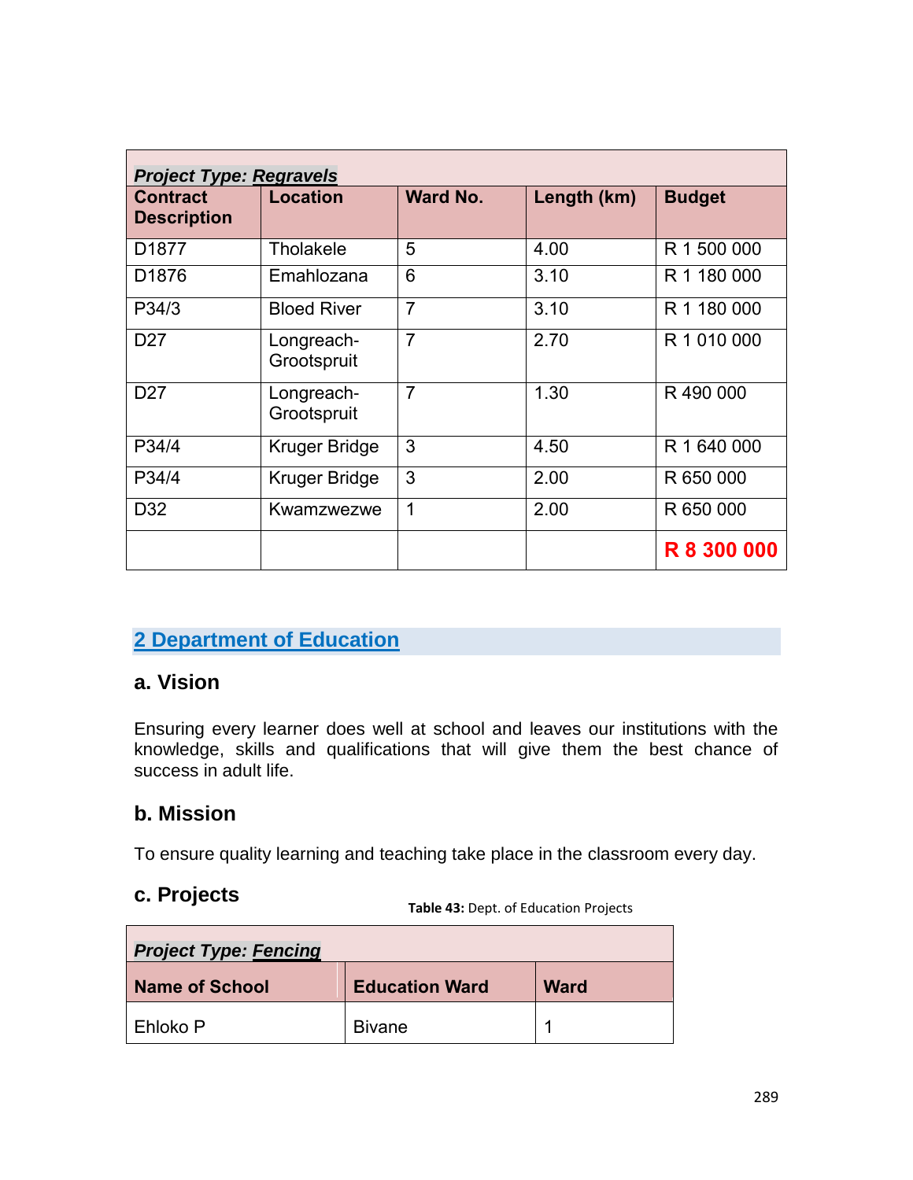| ***Project Type: Regravels*** | | | | |
|---|---|---|---|---|
| **Contract Description** | **Location** | **Ward No.** | **Length (km)** | **Budget** |
| D1877 | Tholakele | 5 | 4.00 | R 1 500 000 |
| D1876 | Emahlozana | 6 | 3.10 | R 1 180 000 |
| P34/3 | Bloed River | 7 | 3.10 | R 1 180 000 |
| D27 | Longreach-Grootspruit | 7 | 2.70 | R 1 010 000 |
| D27 | Longreach-Grootspruit | 7 | 1.30 | R 490 000 |
| P34/4 | Kruger Bridge | 3 | 4.50 | R 1 640 000 |
| P34/4 | Kruger Bridge | 3 | 2.00 | R 650 000 |
| D32 | Kwamzwezwe | 1 | 2.00 | R 650 000 |
| | | | | **R 8 300 000** |

## 2 Department of Education

### a. Vision

Ensuring every learner does well at school and leaves our institutions with the knowledge, skills and qualifications that will give them the best chance of success in adult life.

### b. Mission

To ensure quality learning and teaching take place in the classroom every day.

### c. Projects

**Table 43:** Dept. of Education Projects

| ***Project Type: Fencing*** | | |
|---|---|---|
| **Name of School** | **Education Ward** | **Ward** |
| Ehloko P | Bivane | 1 |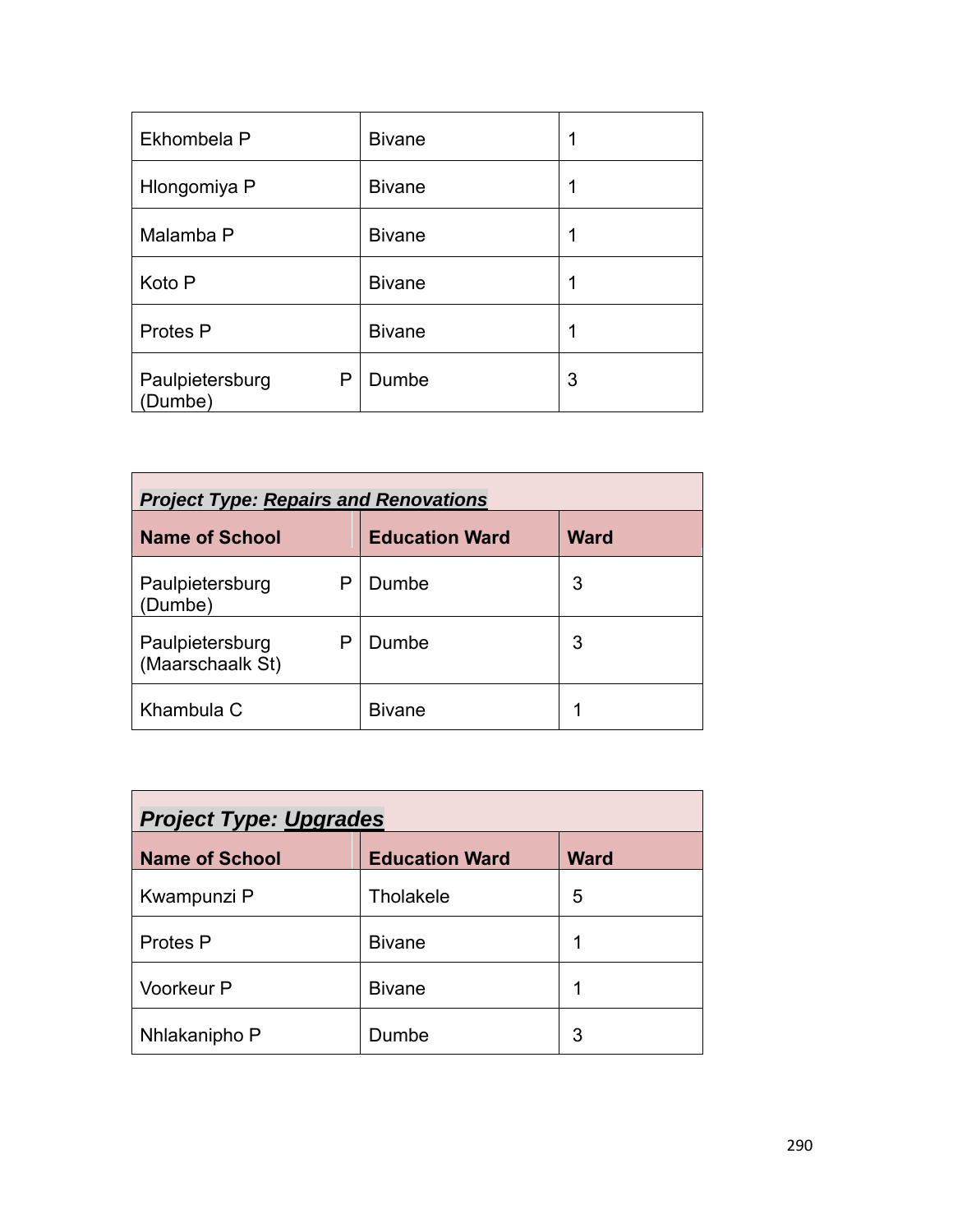| Ekhombela P | Bivane | 1 |
|---|---|---|
| Hlongomiya P | Bivane | 1 |
| Malamba P | Bivane | 1 |
| Koto P | Bivane | 1 |
| Protes P | Bivane | 1 |
| Paulpietersburg P (Dumbe) | Dumbe | 3 |

***Project Type: Repairs and Renovations***

| Name of School | Education Ward | Ward |
|---|---|---|
| Paulpietersburg P (Dumbe) | Dumbe | 3 |
| Paulpietersburg P (Maarschaalk St) | Dumbe | 3 |
| Khambula C | Bivane | 1 |

***Project Type: Upgrades***

| Name of School | Education Ward | Ward |
|---|---|---|
| Kwampunzi P | Tholakele | 5 |
| Protes P | Bivane | 1 |
| Voorkeur P | Bivane | 1 |
| Nhlakanipho P | Dumbe | 3 |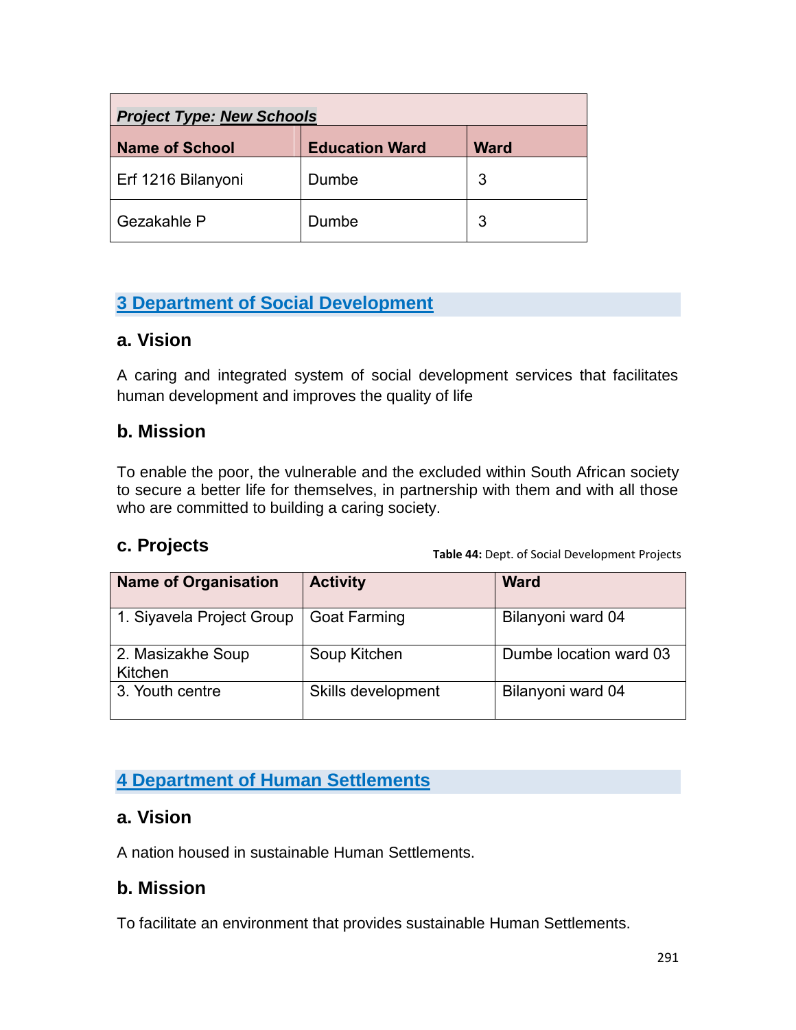| *Project Type: New Schools* | | |
|---|---|---|
| **Name of School** | **Education Ward** | **Ward** |
| Erf 1216 Bilanyoni | Dumbe | 3 |
| Gezakahle P | Dumbe | 3 |

## 3 Department of Social Development

### a. Vision

A caring and integrated system of social development services that facilitates human development and improves the quality of life

### b. Mission

To enable the poor, the vulnerable and the excluded within South African society to secure a better life for themselves, in partnership with them and with all those who are committed to building a caring society.

### c. Projects

**Table 44:** Dept. of Social Development Projects

| Name of Organisation | Activity | Ward |
|---|---|---|
| 1. Siyavela Project Group | Goat Farming | Bilanyoni ward 04 |
| 2. Masizakhe Soup Kitchen | Soup Kitchen | Dumbe location ward 03 |
| 3. Youth centre | Skills development | Bilanyoni ward 04 |

## 4 Department of Human Settlements

### a. Vision

A nation housed in sustainable Human Settlements.

### b. Mission

To facilitate an environment that provides sustainable Human Settlements.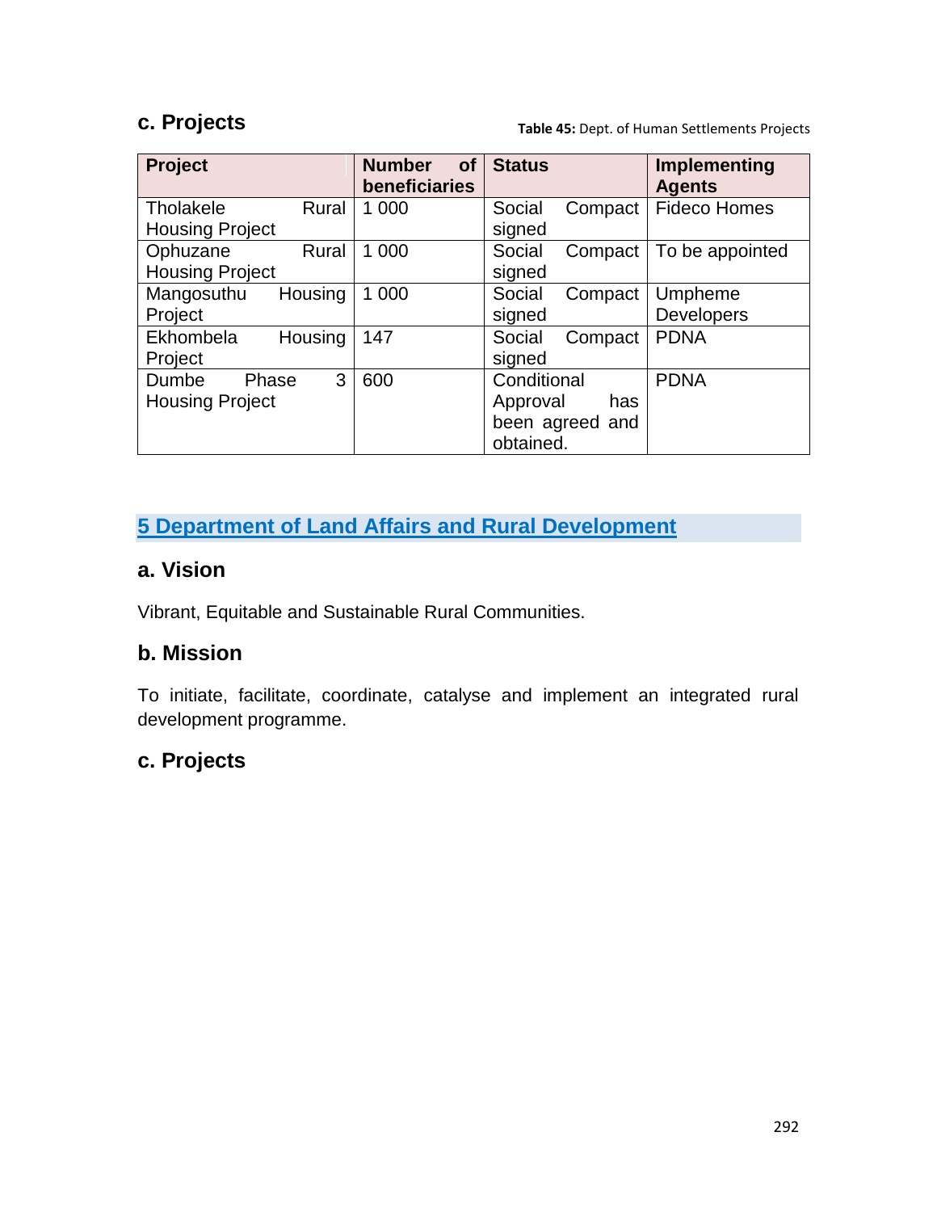### c. Projects

**Table 45:** Dept. of Human Settlements Projects

| Project | Number of beneficiaries | Status | Implementing Agents |
|---|---|---|---|
| Tholakele Rural Housing Project | 1 000 | Social Compact signed | Fideco Homes |
| Ophuzane Rural Housing Project | 1 000 | Social Compact signed | To be appointed |
| Mangosuthu Housing Project | 1 000 | Social Compact signed | Umpheme Developers |
| Ekhombela Housing Project | 147 | Social Compact signed | PDNA |
| Dumbe Phase 3 Housing Project | 600 | Conditional Approval has been agreed and obtained. | PDNA |

## 5 Department of Land Affairs and Rural Development

### a. Vision

Vibrant, Equitable and Sustainable Rural Communities.

### b. Mission

To initiate, facilitate, coordinate, catalyse and implement an integrated rural development programme.

### c. Projects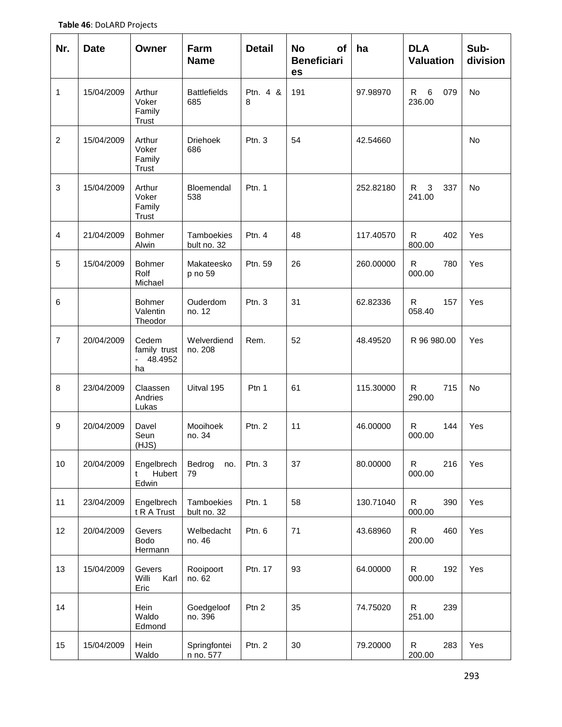**Table 46**: DoLARD Projects

| Nr. | Date | Owner | Farm Name | Detail | No of Beneficiaries | ha | DLA Valuation | Sub-division |
|---|---|---|---|---|---|---|---|---|
| 1 | 15/04/2009 | Arthur Voker Family Trust | Battlefields 685 | Ptn. 4 & 8 | 191 | 97.98970 | R 6 079 236.00 | No |
| 2 | 15/04/2009 | Arthur Voker Family Trust | Driehoek 686 | Ptn. 3 | 54 | 42.54660 | | No |
| 3 | 15/04/2009 | Arthur Voker Family Trust | Bloemendal 538 | Ptn. 1 | | 252.82180 | R 3 337 241.00 | No |
| 4 | 21/04/2009 | Bohmer Alwin | Tamboekies bult no. 32 | Ptn. 4 | 48 | 117.40570 | R 402 800.00 | Yes |
| 5 | 15/04/2009 | Bohmer Rolf Michael | Makateeskop no 59 | Ptn. 59 | 26 | 260.00000 | R 780 000.00 | Yes |
| 6 | | Bohmer Valentin Theodor | Ouderdom no. 12 | Ptn. 3 | 31 | 62.82336 | R 157 058.40 | Yes |
| 7 | 20/04/2009 | Cedem family trust - 48.4952 ha | Welverdiend no. 208 | Rem. | 52 | 48.49520 | R 96 980.00 | Yes |
| 8 | 23/04/2009 | Claassen Andries Lukas | Uitval 195 | Ptn 1 | 61 | 115.30000 | R 715 290.00 | No |
| 9 | 20/04/2009 | Davel Seun (HJS) | Mooihoek no. 34 | Ptn. 2 | 11 | 46.00000 | R 144 000.00 | Yes |
| 10 | 20/04/2009 | Engelbrecht Hubert Edwin | Bedrog no. 79 | Ptn. 3 | 37 | 80.00000 | R 216 000.00 | Yes |
| 11 | 23/04/2009 | Engelbrecht R A Trust | Tamboekies bult no. 32 | Ptn. 1 | 58 | 130.71040 | R 390 000.00 | Yes |
| 12 | 20/04/2009 | Gevers Bodo Hermann | Welbedacht no. 46 | Ptn. 6 | 71 | 43.68960 | R 460 200.00 | Yes |
| 13 | 15/04/2009 | Gevers Willi Karl Eric | Rooipoort no. 62 | Ptn. 17 | 93 | 64.00000 | R 192 000.00 | Yes |
| 14 | | Hein Waldo Edmond | Goedgeloof no. 396 | Ptn 2 | 35 | 74.75020 | R 239 251.00 | |
| 15 | 15/04/2009 | Hein Waldo | Springfontein no. 577 | Ptn. 2 | 30 | 79.20000 | R 283 200.00 | Yes |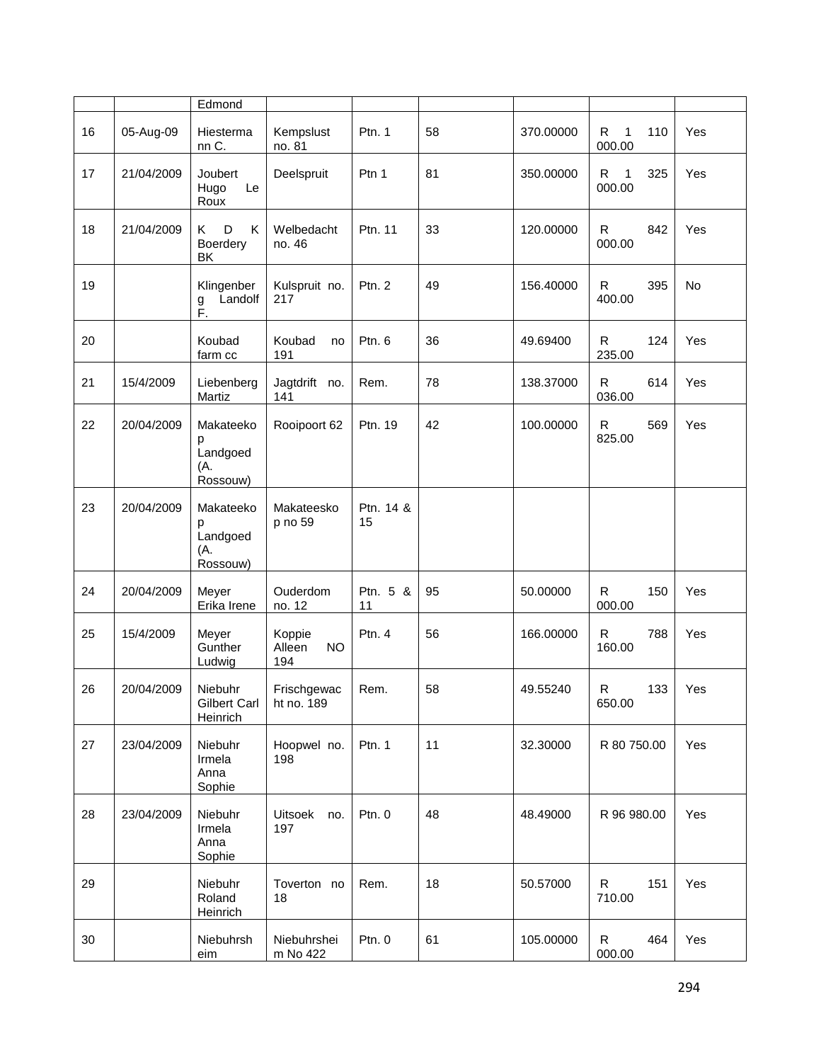|  |  |  |  |  |  |  |  |  |
|---|---|---|---|---|---|---|---|---|
|  |  | Edmond |  |  |  |  |  |  |
| 16 | 05-Aug-09 | Hiestermann C. | Kempslust no. 81 | Ptn. 1 | 58 | 370.00000 | R 1 110 000.00 | Yes |
| 17 | 21/04/2009 | Joubert Hugo Le Roux | Deelspruit | Ptn 1 | 81 | 350.00000 | R 1 325 000.00 | Yes |
| 18 | 21/04/2009 | K D K Boerdery BK | Welbedacht no. 46 | Ptn. 11 | 33 | 120.00000 | R 842 000.00 | Yes |
| 19 |  | Klingenberg Landolf F. | Kulspruit no. 217 | Ptn. 2 | 49 | 156.40000 | R 395 400.00 | No |
| 20 |  | Koubad farm cc | Koubad no 191 | Ptn. 6 | 36 | 49.69400 | R 124 235.00 | Yes |
| 21 | 15/4/2009 | Liebenberg Martiz | Jagtdrift no. 141 | Rem. | 78 | 138.37000 | R 614 036.00 | Yes |
| 22 | 20/04/2009 | Makateekop Landgoed (A. Rossouw) | Rooipoort 62 | Ptn. 19 | 42 | 100.00000 | R 569 825.00 | Yes |
| 23 | 20/04/2009 | Makateekop Landgoed (A. Rossouw) | Makateeskop no 59 | Ptn. 14 & 15 |  |  |  |  |
| 24 | 20/04/2009 | Meyer Erika Irene | Ouderdom no. 12 | Ptn. 5 & 11 | 95 | 50.00000 | R 150 000.00 | Yes |
| 25 | 15/4/2009 | Meyer Gunther Ludwig | Koppie Alleen NO 194 | Ptn. 4 | 56 | 166.00000 | R 788 160.00 | Yes |
| 26 | 20/04/2009 | Niebuhr Gilbert Carl Heinrich | Frischgewacht no. 189 | Rem. | 58 | 49.55240 | R 133 650.00 | Yes |
| 27 | 23/04/2009 | Niebuhr Irmela Anna Sophie | Hoopwel no. 198 | Ptn. 1 | 11 | 32.30000 | R 80 750.00 | Yes |
| 28 | 23/04/2009 | Niebuhr Irmela Anna Sophie | Uitsoek no. 197 | Ptn. 0 | 48 | 48.49000 | R 96 980.00 | Yes |
| 29 |  | Niebuhr Roland Heinrich | Toverton no 18 | Rem. | 18 | 50.57000 | R 151 710.00 | Yes |
| 30 |  | Niebuhrsheim | Niebuhrsheim No 422 | Ptn. 0 | 61 | 105.00000 | R 464 000.00 | Yes |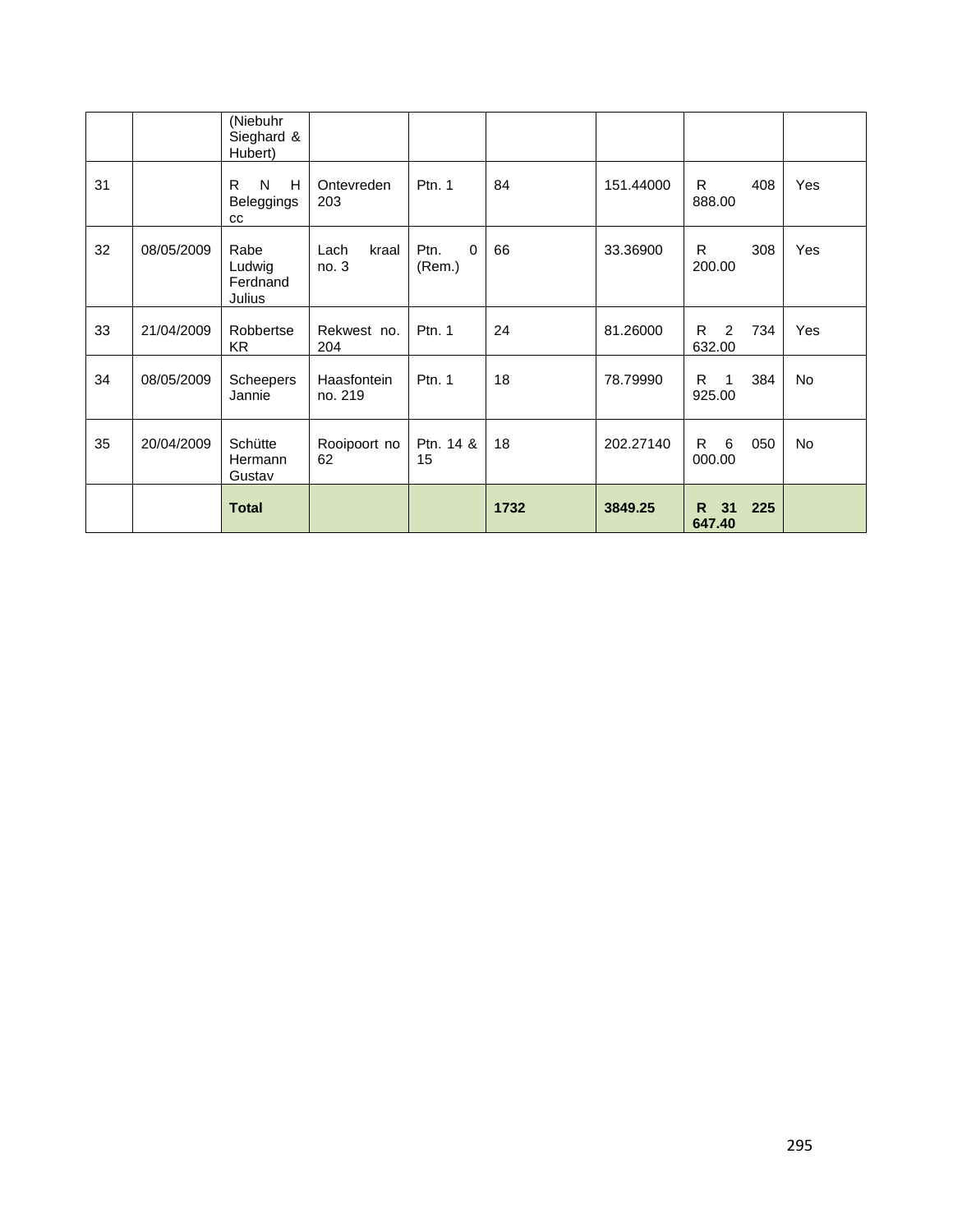| | | | | | | | | |
|---|---|---|---|---|---|---|---|---|
| | | (Niebuhr Sieghard & Hubert) | | | | | | |
| 31 | | R N H Beleggings cc | Ontevreden 203 | Ptn. 1 | 84 | 151.44000 | R 408 888.00 | Yes |
| 32 | 08/05/2009 | Rabe Ludwig Ferdnand Julius | Lach kraal no. 3 | Ptn. 0 (Rem.) | 66 | 33.36900 | R 308 200.00 | Yes |
| 33 | 21/04/2009 | Robbertse KR | Rekwest no. 204 | Ptn. 1 | 24 | 81.26000 | R 2 734 632.00 | Yes |
| 34 | 08/05/2009 | Scheepers Jannie | Haasfontein no. 219 | Ptn. 1 | 18 | 78.79990 | R 1 384 925.00 | No |
| 35 | 20/04/2009 | Schütte Hermann Gustav | Rooipoort no 62 | Ptn. 14 & 15 | 18 | 202.27140 | R 6 050 000.00 | No |
| | | **Total** | | | **1732** | **3849.25** | **R 31 225 647.40** | |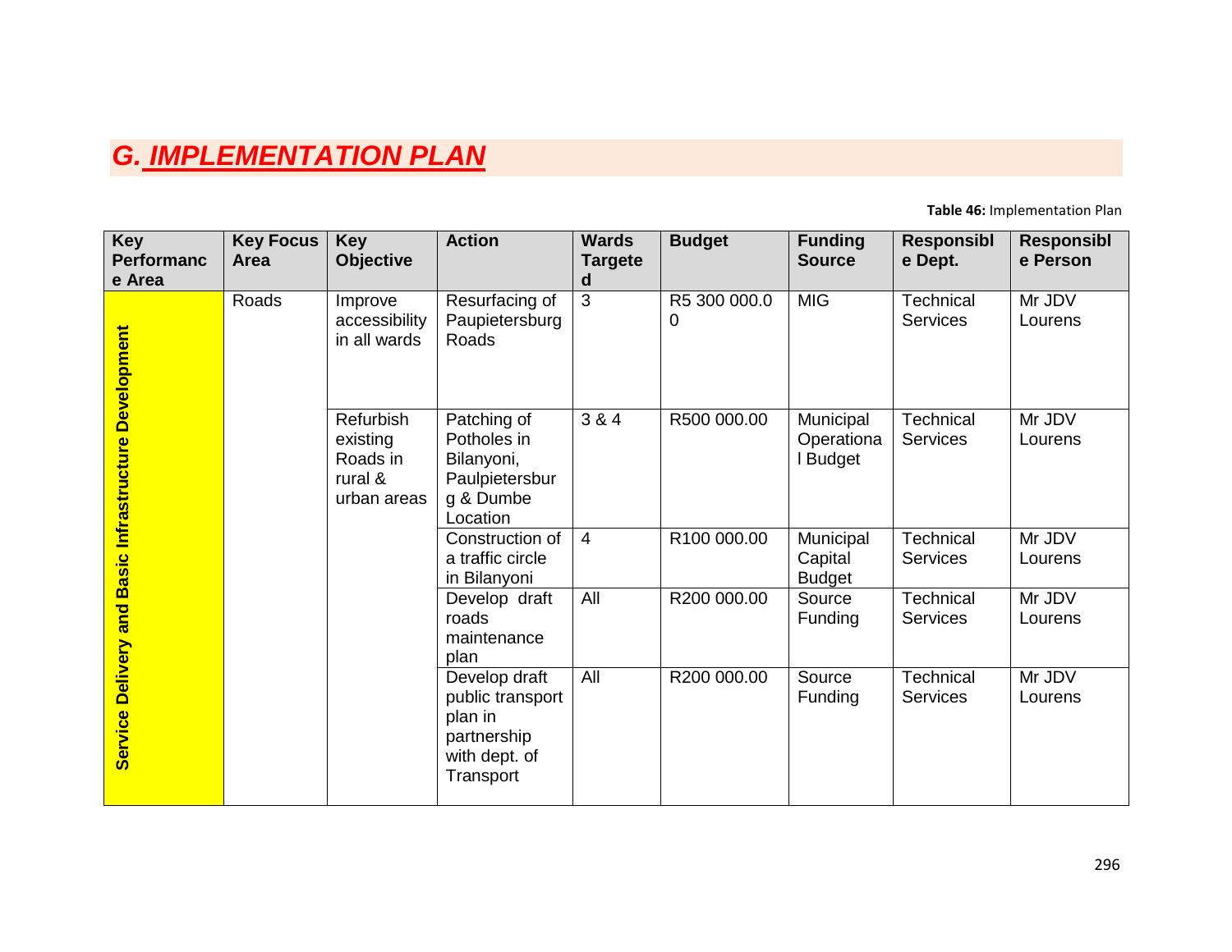# G. IMPLEMENTATION PLAN

**Table 46:** Implementation Plan

| Key Performance Area | Key Focus Area | Key Objective | Action | Wards Targeted | Budget | Funding Source | Responsible Dept. | Responsible Person |
|---|---|---|---|---|---|---|---|---|
| Service Delivery and Basic Infrastructure Development | Roads | Improve accessibility in all wards | Resurfacing of Paupietersburg Roads | 3 | R5 300 000.00 | MIG | Technical Services | Mr JDV Lourens |
| | | Refurbish existing Roads in rural & urban areas | Patching of Potholes in Bilanyoni, Paulpietersburg & Dumbe Location | 3 & 4 | R500 000.00 | Municipal Operational Budget | Technical Services | Mr JDV Lourens |
| | | | Construction of a traffic circle in Bilanyoni | 4 | R100 000.00 | Municipal Capital Budget | Technical Services | Mr JDV Lourens |
| | | | Develop draft roads maintenance plan | All | R200 000.00 | Source Funding | Technical Services | Mr JDV Lourens |
| | | | Develop draft public transport plan in partnership with dept. of Transport | All | R200 000.00 | Source Funding | Technical Services | Mr JDV Lourens |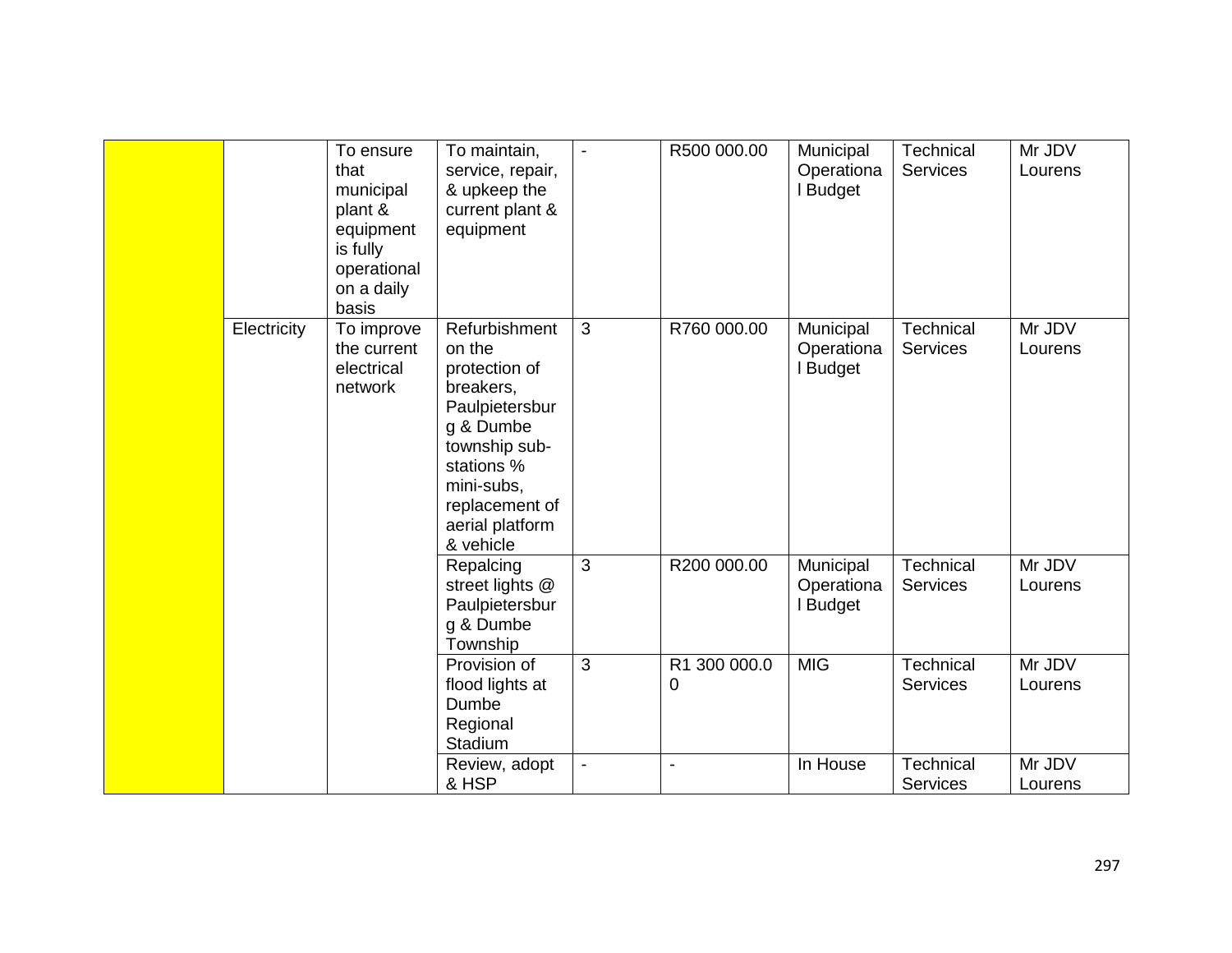| | | | | | | | | |
|---|---|---|---|---|---|---|---|---|
| | | To ensure that municipal plant & equipment is fully operational on a daily basis | To maintain, service, repair, & upkeep the current plant & equipment | - | R500 000.00 | Municipal Operational Budget | Technical Services | Mr JDV Lourens |
| | Electricity | To improve the current electrical network | Refurbishment on the protection of breakers, Paulpietersburg & Dumbe township sub-stations % mini-subs, replacement of aerial platform & vehicle | 3 | R760 000.00 | Municipal Operational Budget | Technical Services | Mr JDV Lourens |
| | | | Repalcing street lights @ Paulpietersburg & Dumbe Township | 3 | R200 000.00 | Municipal Operational Budget | Technical Services | Mr JDV Lourens |
| | | | Provision of flood lights at Dumbe Regional Stadium | 3 | R1 300 000.00 | MIG | Technical Services | Mr JDV Lourens |
| | | | Review, adopt & HSP | - | - | In House | Technical Services | Mr JDV Lourens |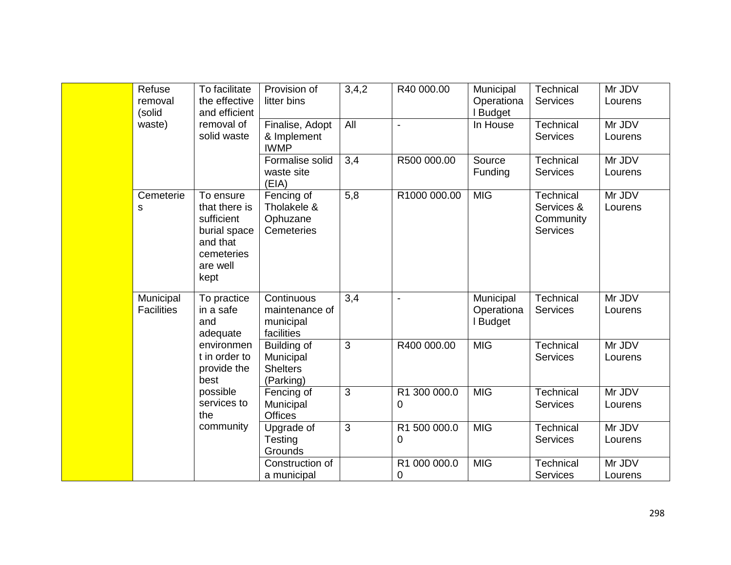| | | | | | | | | |
|---|---|---|---|---|---|---|---|---|
| | Refuse removal (solid waste) | To facilitate the effective and efficient removal of solid waste | Provision of litter bins | 3,4,2 | R40 000.00 | Municipal Operational Budget | Technical Services | Mr JDV Lourens |
| | | | Finalise, Adopt & Implement IWMP | All | - | In House | Technical Services | Mr JDV Lourens |
| | | | Formalise solid waste site (EIA) | 3,4 | R500 000.00 | Source Funding | Technical Services | Mr JDV Lourens |
| | Cemeteries | To ensure that there is sufficient burial space and that cemeteries are well kept | Fencing of Tholakele & Ophuzane Cemeteries | 5,8 | R1000 000.00 | MIG | Technical Services & Community Services | Mr JDV Lourens |
| | Municipal Facilities | To practice in a safe and adequate environment in order to provide the best possible services to the community | Continuous maintenance of municipal facilities | 3,4 | - | Municipal Operational Budget | Technical Services | Mr JDV Lourens |
| | | | Building of Municipal Shelters (Parking) | 3 | R400 000.00 | MIG | Technical Services | Mr JDV Lourens |
| | | | Fencing of Municipal Offices | 3 | R1 300 000.00 | MIG | Technical Services | Mr JDV Lourens |
| | | | Upgrade of Testing Grounds | 3 | R1 500 000.00 | MIG | Technical Services | Mr JDV Lourens |
| | | | Construction of a municipal | | R1 000 000.00 | MIG | Technical Services | Mr JDV Lourens |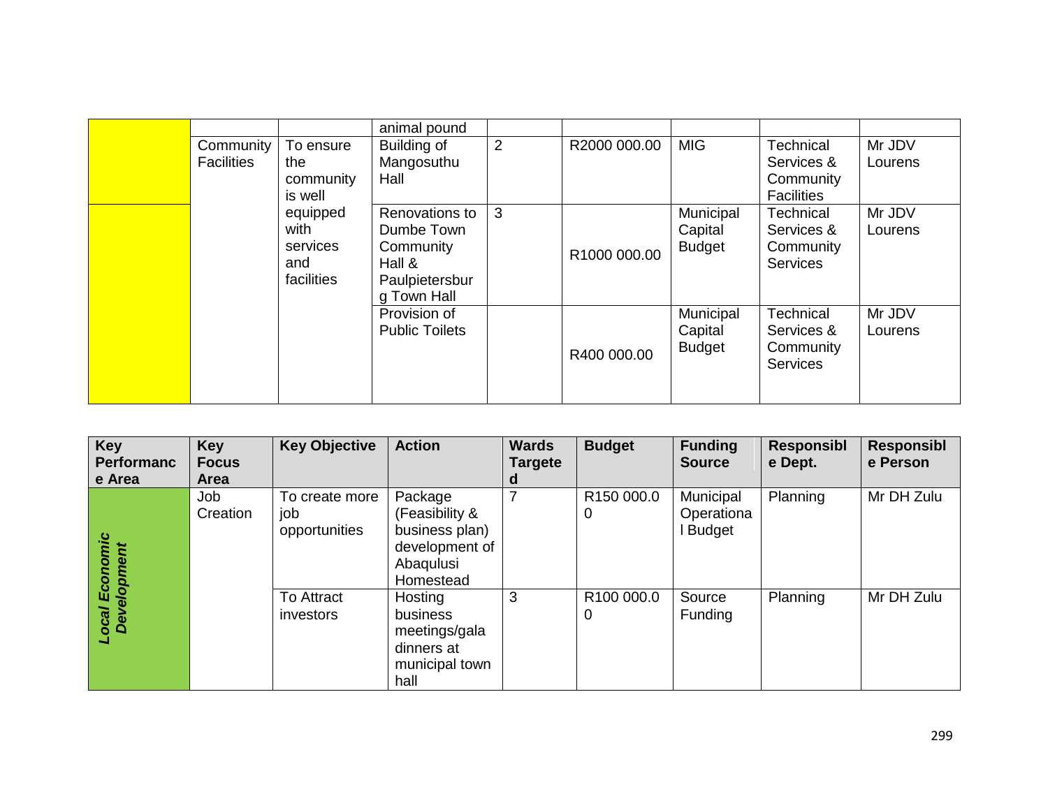| | | | | | | | | |
|---|---|---|---|---|---|---|---|---|
| | | | animal pound | | | | | |
| | Community Facilities | To ensure the community is well equipped with services and facilities | Building of Mangosuthu Hall | 2 | R2000 000.00 | MIG | Technical Services & Community Facilities | Mr JDV Lourens |
| | | | Renovations to Dumbe Town Community Hall & Paulpietersburg Town Hall | 3 | R1000 000.00 | Municipal Capital Budget | Technical Services & Community Services | Mr JDV Lourens |
| | | | Provision of Public Toilets | | R400 000.00 | Municipal Capital Budget | Technical Services & Community Services | Mr JDV Lourens |

| Key Performance Area | Key Focus Area | Key Objective | Action | Wards Targeted | Budget | Funding Source | Responsible Dept. | Responsible Person |
|---|---|---|---|---|---|---|---|---|
| ***Local Economic Development*** | Job Creation | To create more job opportunities | Package (Feasibility & business plan) development of Abaqulusi Homestead | 7 | R150 000.00 | Municipal Operational Budget | Planning | Mr DH Zulu |
| | | To Attract investors | Hosting business meetings/gala dinners at municipal town hall | 3 | R100 000.00 | Source Funding | Planning | Mr DH Zulu |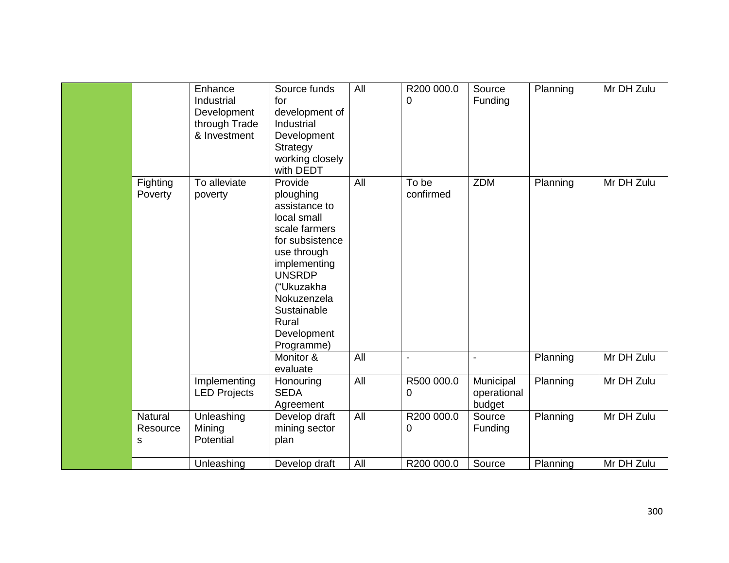| | | | | | | | | |
|---|---|---|---|---|---|---|---|---|
| | | Enhance Industrial Development through Trade & Investment | Source funds for development of Industrial Development Strategy working closely with DEDT | All | R200 000.00 | Source Funding | Planning | Mr DH Zulu |
| | Fighting Poverty | To alleviate poverty | Provide ploughing assistance to local small scale farmers for subsistence use through implementing UNSRDP ("Ukuzakha Nokuzenzela Sustainable Rural Development Programme) | All | To be confirmed | ZDM | Planning | Mr DH Zulu |
| | | | Monitor & evaluate | All | - | - | Planning | Mr DH Zulu |
| | | Implementing LED Projects | Honouring SEDA Agreement | All | R500 000.00 | Municipal operational budget | Planning | Mr DH Zulu |
| | Natural Resources | Unleashing Mining Potential | Develop draft mining sector plan | All | R200 000.00 | Source Funding | Planning | Mr DH Zulu |
| | | Unleashing | Develop draft | All | R200 000.0 | Source | Planning | Mr DH Zulu |